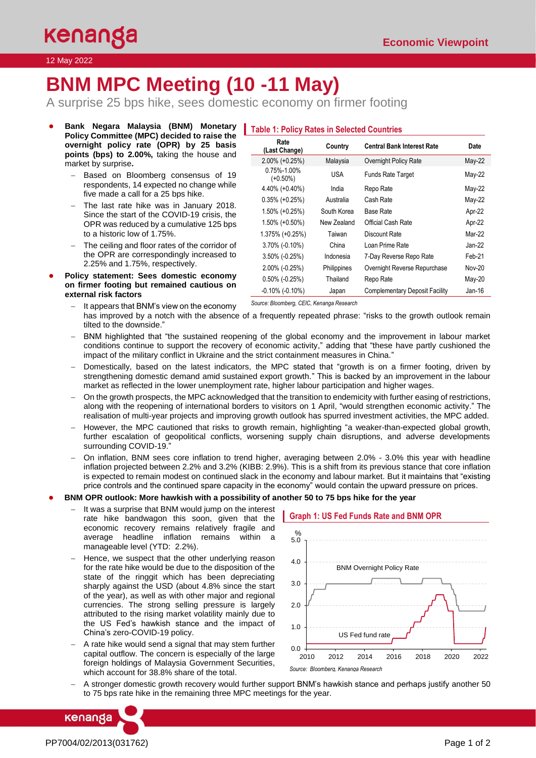Economic Viewpoint

12 May 2022

# BNM MPC Meeting (10 -11 May)

## A surprise 25 bps hike, sees domestic economy on firmer footing

- **Bank Negara Malaysia (BNM) Monetary Policy Committee (MPC) decided to raise the overnight policy rate (OPR) by 25 basis points (bps) to 2.00%,** taking the house and market by surprise**.**
  - Based on Bloomberg consensus of 19 respondents, 14 expected no change while five made a call for a 25 bps hike.
  - The last rate hike was in January 2018. Since the start of the COVID-19 crisis, the OPR was reduced by a cumulative 125 bps to a historic low of 1.75%.
  - The ceiling and floor rates of the corridor of the OPR are correspondingly increased to 2.25% and 1.75%, respectively.
- **Policy statement: Sees domestic economy on firmer footing but remained cautious on external risk factors**
  - It appears that BNM's view on the economy has improved by a notch with the absence of a frequently repeated phrase: "risks to the growth outlook remain tilted to the downside."
  - BNM highlighted that "the sustained reopening of the global economy and the improvement in labour market conditions continue to support the recovery of economic activity," adding that "these have partly cushioned the impact of the military conflict in Ukraine and the strict containment measures in China."
  - Domestically, based on the latest indicators, the MPC stated that "growth is on a firmer footing, driven by strengthening domestic demand amid sustained export growth." This is backed by an improvement in the labour market as reflected in the lower unemployment rate, higher labour participation and higher wages.
  - On the growth prospects, the MPC acknowledged that the transition to endemicity with further easing of restrictions, along with the reopening of international borders to visitors on 1 April, "would strengthen economic activity." The realisation of multi-year projects and improving growth outlook has spurred investment activities, the MPC added.
  - However, the MPC cautioned that risks to growth remain, highlighting "a weaker-than-expected global growth, further escalation of geopolitical conflicts, worsening supply chain disruptions, and adverse developments surrounding COVID-19."
  - On inflation, BNM sees core inflation to trend higher, averaging between 2.0% - 3.0% this year with headline inflation projected between 2.2% and 3.2% (KIBB: 2.9%). This is a shift from its previous stance that core inflation is expected to remain modest on continued slack in the economy and labour market. But it maintains that "existing price controls and the continued spare capacity in the economy" would contain the upward pressure on prices.

**Table 1: Policy Rates in Selected Countries**

| Rate (Last Change) | Country | Central Bank Interest Rate | Date |
|---|---|---|---|
| 2.00% (+0.25%) | Malaysia | Overnight Policy Rate | May-22 |
| 0.75%-1.00% (+0.50%) | USA | Funds Rate Target | May-22 |
| 4.40% (+0.40%) | India | Repo Rate | May-22 |
| 0.35% (+0.25%) | Australia | Cash Rate | May-22 |
| 1.50% (+0.25%) | South Korea | Base Rate | Apr-22 |
| 1.50% (+0.50%) | New Zealand | Official Cash Rate | Apr-22 |
| 1.375% (+0.25%) | Taiwan | Discount Rate | Mar-22 |
| 3.70% (-0.10%) | China | Loan Prime Rate | Jan-22 |
| 3.50% (-0.25%) | Indonesia | 7-Day Reverse Repo Rate | Feb-21 |
| 2.00% (-0.25%) | Philippines | Overnight Reverse Repurchase | Nov-20 |
| 0.50% (-0.25%) | Thailand | Repo Rate | May-20 |
| -0.10% (-0.10%) | Japan | Complementary Deposit Facility | Jan-16 |

*Source: Bloomberg, CEIC, Kenanga Research*

- **BNM OPR outlook: More hawkish with a possibility of another 50 to 75 bps hike for the year**
  - It was a surprise that BNM would jump on the interest rate hike bandwagon this soon, given that the economic recovery remains relatively fragile and average headline inflation remains within a manageable level (YTD: 2.2%).
  - Hence, we suspect that the other underlying reason for the rate hike would be due to the disposition of the state of the ringgit which has been depreciating sharply against the USD (about 4.8% since the start of the year), as well as with other major and regional currencies. The strong selling pressure is largely attributed to the rising market volatility mainly due to the US Fed's hawkish stance and the impact of China's zero-COVID-19 policy.
  - A rate hike would send a signal that may stem further capital outflow. The concern is especially of the large foreign holdings of Malaysia Government Securities, which account for 38.8% share of the total.
  - A stronger domestic growth recovery would further support BNM's hawkish stance and perhaps justify another 50 to 75 bps rate hike in the remaining three MPC meetings for the year.

**Graph 1: US Fed Funds Rate and BNM OPR**

%
5.0
4.0
3.0
2.0
1.0
0.0
2010 2012 2014 2016 2018 2020 2022
BNM Overnight Policy Rate
US Fed fund rate

*Source: Bloomberg, Kenanga Research*

PP7004/02/2013(031762)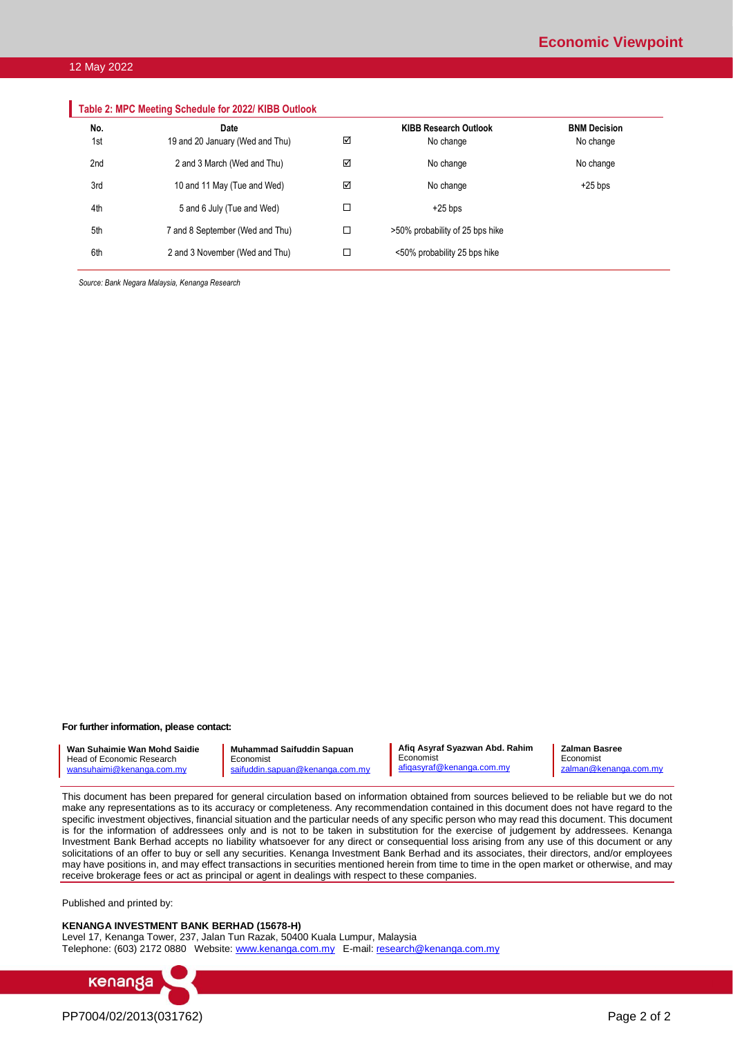### Table 2: MPC Meeting Schedule for 2022/ KIBB Outlook

| No. | Date | | KIBB Research Outlook | BNM Decision |
|---|---|---|---|---|
| 1st | 19 and 20 January (Wed and Thu) | ☑ | No change | No change |
| 2nd | 2 and 3 March (Wed and Thu) | ☑ | No change | No change |
| 3rd | 10 and 11 May (Tue and Wed) | ☑ | No change | +25 bps |
| 4th | 5 and 6 July (Tue and Wed) | ☐ | +25 bps | |
| 5th | 7 and 8 September (Wed and Thu) | ☐ | >50% probability of 25 bps hike | |
| 6th | 2 and 3 November (Wed and Thu) | ☐ | <50% probability 25 bps hike | |

*Source: Bank Negara Malaysia, Kenanga Research*

**For further information, please contact:**

**Wan Suhaimie Wan Mohd Saidie**
Head of Economic Research
wansuhaimi@kenanga.com.my

**Muhammad Saifuddin Sapuan**
Economist
saifuddin.sapuan@kenanga.com.my

**Afiq Asyraf Syazwan Abd. Rahim**
Economist
afiqasyraf@kenanga.com.my

**Zalman Basree**
Economist
zalman@kenanga.com.my

This document has been prepared for general circulation based on information obtained from sources believed to be reliable but we do not make any representations as to its accuracy or completeness. Any recommendation contained in this document does not have regard to the specific investment objectives, financial situation and the particular needs of any specific person who may read this document. This document is for the information of addressees only and is not to be taken in substitution for the exercise of judgement by addressees. Kenanga Investment Bank Berhad accepts no liability whatsoever for any direct or consequential loss arising from any use of this document or any solicitations of an offer to buy or sell any securities. Kenanga Investment Bank Berhad and its associates, their directors, and/or employees may have positions in, and may effect transactions in securities mentioned herein from time to time in the open market or otherwise, and may receive brokerage fees or act as principal or agent in dealings with respect to these companies.

Published and printed by:

**KENANGA INVESTMENT BANK BERHAD (15678-H)**
Level 17, Kenanga Tower, 237, Jalan Tun Razak, 50400 Kuala Lumpur, Malaysia
Telephone: (603) 2172 0880 Website: www.kenanga.com.my E-mail: research@kenanga.com.my

PP7004/02/2013(031762)